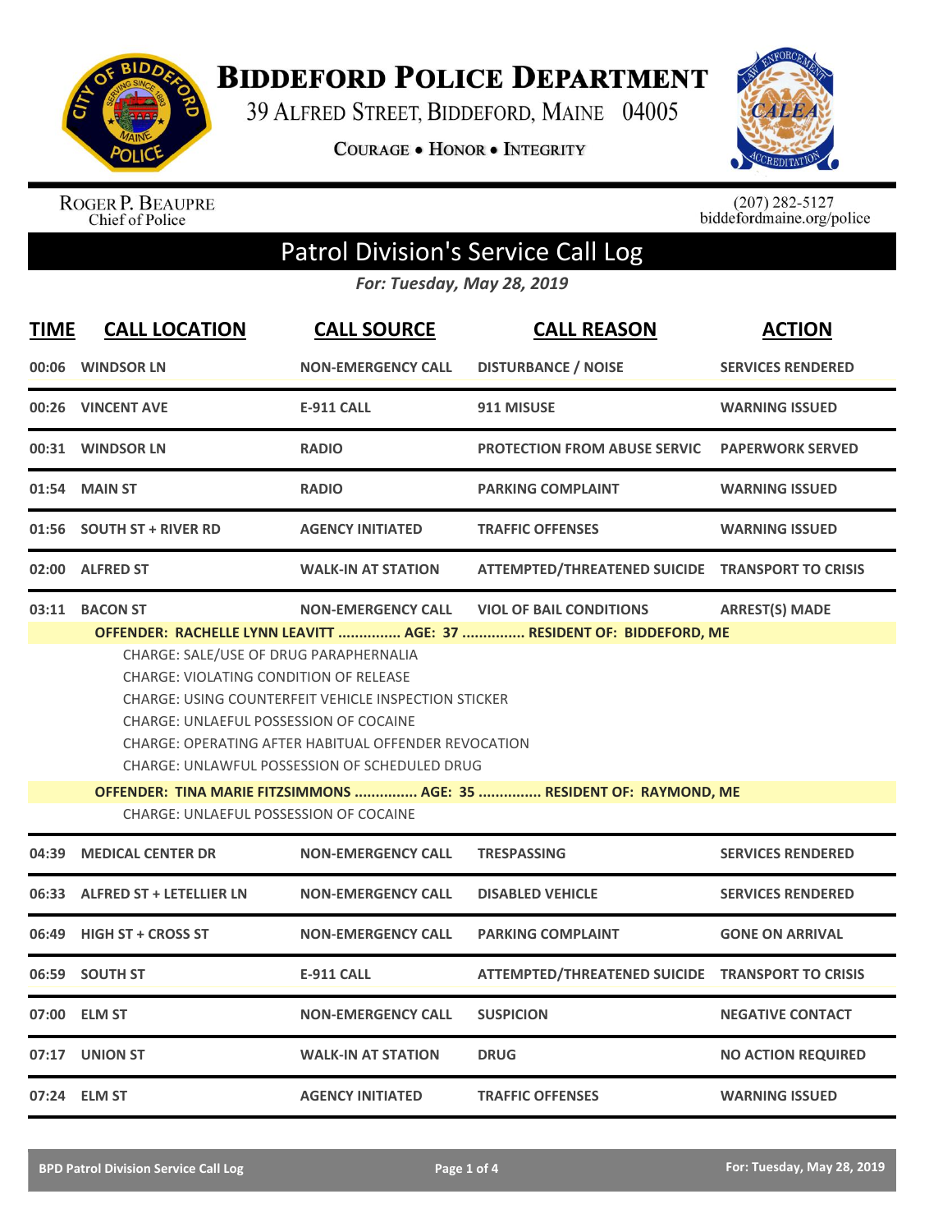# BIDDEFORD POLICE DEPARTMENT

39 ALFRED STREET, BIDDEFORD, MAINE 04005

COURAGE • HONOR • INTEGRITY

ROGER P. BEAUPRE
Chief of Police

(207) 282-5127
biddefordmaine.org/police

## Patrol Division's Service Call Log

*For: Tuesday, May 28, 2019*

| TIME | CALL LOCATION | CALL SOURCE | CALL REASON | ACTION |
|---|---|---|---|---|
| 00:06 | WINDSOR LN | NON-EMERGENCY CALL | DISTURBANCE / NOISE | SERVICES RENDERED |
| 00:26 | VINCENT AVE | E-911 CALL | 911 MISUSE | WARNING ISSUED |
| 00:31 | WINDSOR LN | RADIO | PROTECTION FROM ABUSE SERVIC | PAPERWORK SERVED |
| 01:54 | MAIN ST | RADIO | PARKING COMPLAINT | WARNING ISSUED |
| 01:56 | SOUTH ST + RIVER RD | AGENCY INITIATED | TRAFFIC OFFENSES | WARNING ISSUED |
| 02:00 | ALFRED ST | WALK-IN AT STATION | ATTEMPTED/THREATENED SUICIDE | TRANSPORT TO CRISIS |
| 03:11 | BACON ST | NON-EMERGENCY CALL | VIOL OF BAIL CONDITIONS | ARREST(S) MADE |

**OFFENDER: RACHELLE LYNN LEAVITT ............... AGE: 37 ............... RESIDENT OF: BIDDEFORD, ME**

CHARGE: SALE/USE OF DRUG PARAPHERNALIA
CHARGE: VIOLATING CONDITION OF RELEASE
CHARGE: USING COUNTERFEIT VEHICLE INSPECTION STICKER
CHARGE: UNLAEFUL POSSESSION OF COCAINE
CHARGE: OPERATING AFTER HABITUAL OFFENDER REVOCATION
CHARGE: UNLAWFUL POSSESSION OF SCHEDULED DRUG

**OFFENDER: TINA MARIE FITZSIMMONS ............... AGE: 35 ............... RESIDENT OF: RAYMOND, ME**

CHARGE: UNLAEFUL POSSESSION OF COCAINE

| TIME | CALL LOCATION | CALL SOURCE | CALL REASON | ACTION |
|---|---|---|---|---|
| 04:39 | MEDICAL CENTER DR | NON-EMERGENCY CALL | TRESPASSING | SERVICES RENDERED |
| 06:33 | ALFRED ST + LETELLIER LN | NON-EMERGENCY CALL | DISABLED VEHICLE | SERVICES RENDERED |
| 06:49 | HIGH ST + CROSS ST | NON-EMERGENCY CALL | PARKING COMPLAINT | GONE ON ARRIVAL |
| 06:59 | SOUTH ST | E-911 CALL | ATTEMPTED/THREATENED SUICIDE | TRANSPORT TO CRISIS |
| 07:00 | ELM ST | NON-EMERGENCY CALL | SUSPICION | NEGATIVE CONTACT |
| 07:17 | UNION ST | WALK-IN AT STATION | DRUG | NO ACTION REQUIRED |
| 07:24 | ELM ST | AGENCY INITIATED | TRAFFIC OFFENSES | WARNING ISSUED |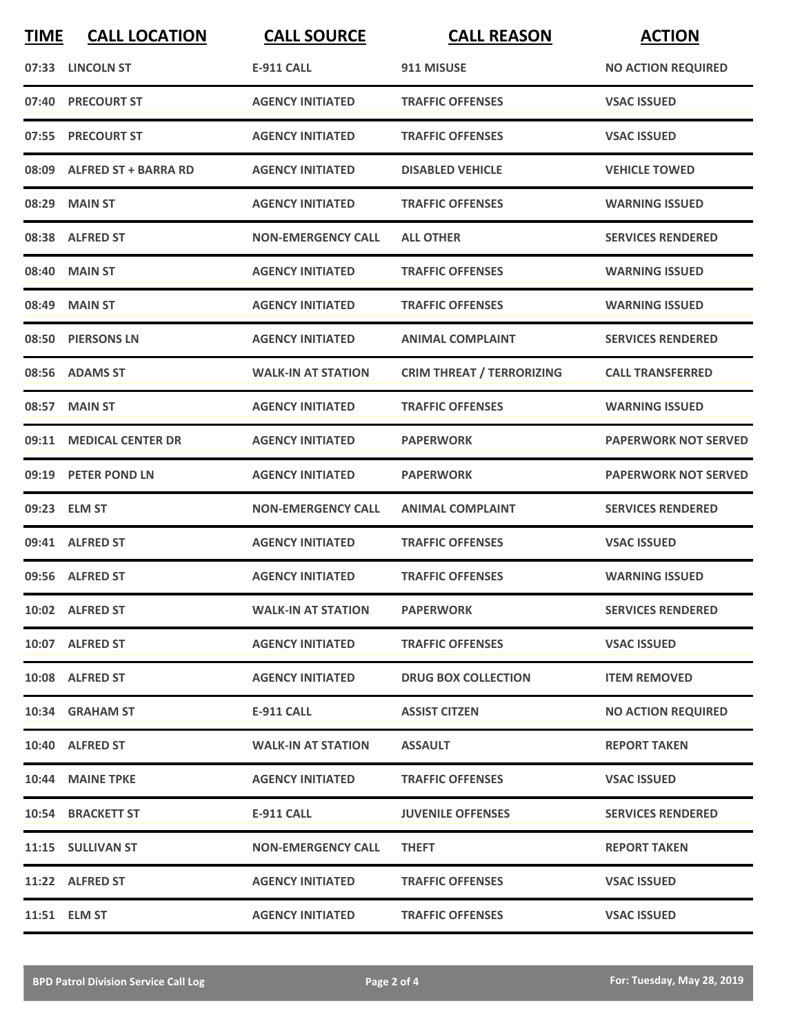| TIME | CALL LOCATION | CALL SOURCE | CALL REASON | ACTION |
| --- | --- | --- | --- | --- |
| 07:33 | LINCOLN ST | E-911 CALL | 911 MISUSE | NO ACTION REQUIRED |
| 07:40 | PRECOURT ST | AGENCY INITIATED | TRAFFIC OFFENSES | VSAC ISSUED |
| 07:55 | PRECOURT ST | AGENCY INITIATED | TRAFFIC OFFENSES | VSAC ISSUED |
| 08:09 | ALFRED ST + BARRA RD | AGENCY INITIATED | DISABLED VEHICLE | VEHICLE TOWED |
| 08:29 | MAIN ST | AGENCY INITIATED | TRAFFIC OFFENSES | WARNING ISSUED |
| 08:38 | ALFRED ST | NON-EMERGENCY CALL | ALL OTHER | SERVICES RENDERED |
| 08:40 | MAIN ST | AGENCY INITIATED | TRAFFIC OFFENSES | WARNING ISSUED |
| 08:49 | MAIN ST | AGENCY INITIATED | TRAFFIC OFFENSES | WARNING ISSUED |
| 08:50 | PIERSONS LN | AGENCY INITIATED | ANIMAL COMPLAINT | SERVICES RENDERED |
| 08:56 | ADAMS ST | WALK-IN AT STATION | CRIM THREAT / TERRORIZING | CALL TRANSFERRED |
| 08:57 | MAIN ST | AGENCY INITIATED | TRAFFIC OFFENSES | WARNING ISSUED |
| 09:11 | MEDICAL CENTER DR | AGENCY INITIATED | PAPERWORK | PAPERWORK NOT SERVED |
| 09:19 | PETER POND LN | AGENCY INITIATED | PAPERWORK | PAPERWORK NOT SERVED |
| 09:23 | ELM ST | NON-EMERGENCY CALL | ANIMAL COMPLAINT | SERVICES RENDERED |
| 09:41 | ALFRED ST | AGENCY INITIATED | TRAFFIC OFFENSES | VSAC ISSUED |
| 09:56 | ALFRED ST | AGENCY INITIATED | TRAFFIC OFFENSES | WARNING ISSUED |
| 10:02 | ALFRED ST | WALK-IN AT STATION | PAPERWORK | SERVICES RENDERED |
| 10:07 | ALFRED ST | AGENCY INITIATED | TRAFFIC OFFENSES | VSAC ISSUED |
| 10:08 | ALFRED ST | AGENCY INITIATED | DRUG BOX COLLECTION | ITEM REMOVED |
| 10:34 | GRAHAM ST | E-911 CALL | ASSIST CITZEN | NO ACTION REQUIRED |
| 10:40 | ALFRED ST | WALK-IN AT STATION | ASSAULT | REPORT TAKEN |
| 10:44 | MAINE TPKE | AGENCY INITIATED | TRAFFIC OFFENSES | VSAC ISSUED |
| 10:54 | BRACKETT ST | E-911 CALL | JUVENILE OFFENSES | SERVICES RENDERED |
| 11:15 | SULLIVAN ST | NON-EMERGENCY CALL | THEFT | REPORT TAKEN |
| 11:22 | ALFRED ST | AGENCY INITIATED | TRAFFIC OFFENSES | VSAC ISSUED |
| 11:51 | ELM ST | AGENCY INITIATED | TRAFFIC OFFENSES | VSAC ISSUED |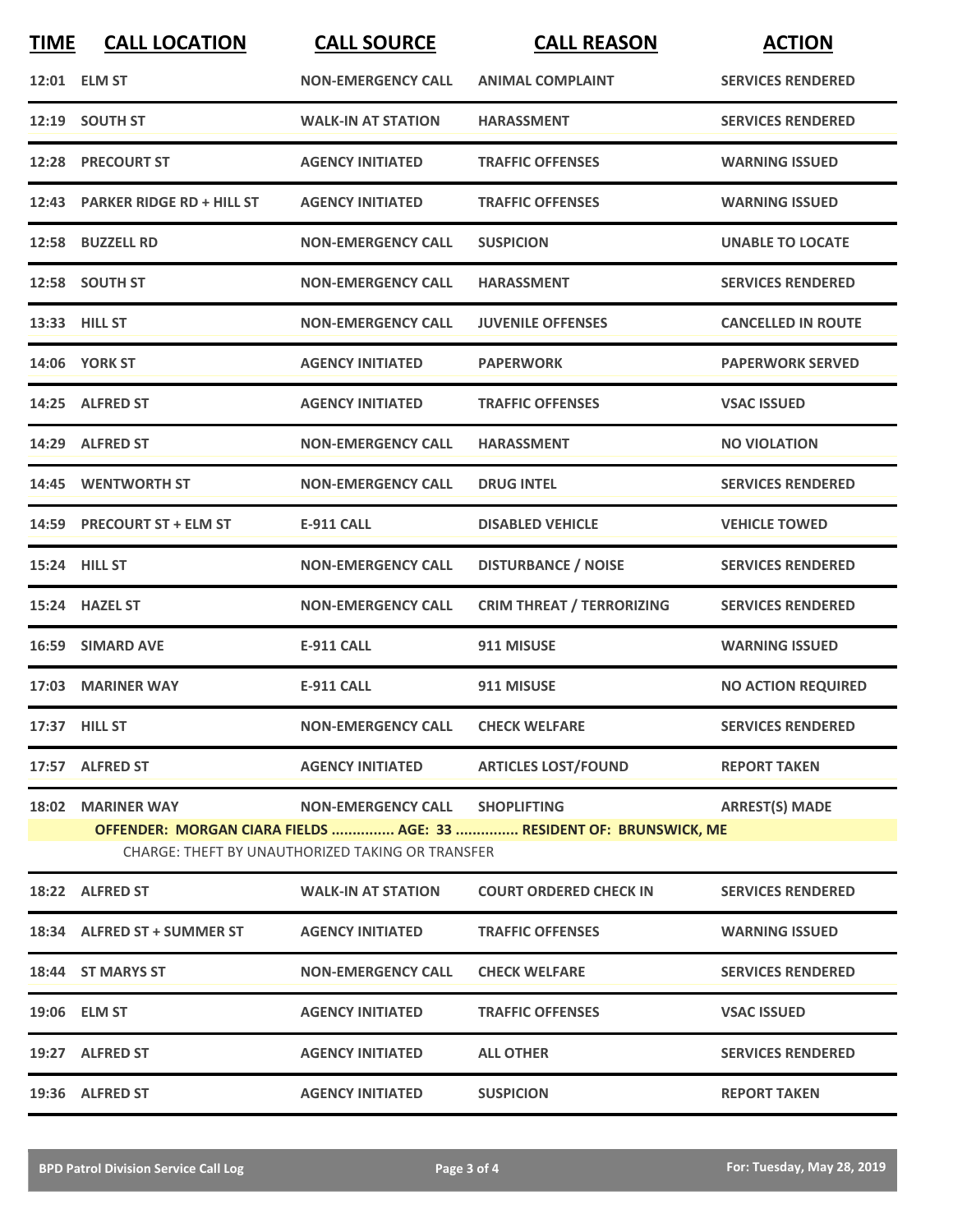| TIME | CALL LOCATION | CALL SOURCE | CALL REASON | ACTION |
|---|---|---|---|---|
| 12:01 | ELM ST | NON-EMERGENCY CALL | ANIMAL COMPLAINT | SERVICES RENDERED |
| 12:19 | SOUTH ST | WALK-IN AT STATION | HARASSMENT | SERVICES RENDERED |
| 12:28 | PRECOURT ST | AGENCY INITIATED | TRAFFIC OFFENSES | WARNING ISSUED |
| 12:43 | PARKER RIDGE RD + HILL ST | AGENCY INITIATED | TRAFFIC OFFENSES | WARNING ISSUED |
| 12:58 | BUZZELL RD | NON-EMERGENCY CALL | SUSPICION | UNABLE TO LOCATE |
| 12:58 | SOUTH ST | NON-EMERGENCY CALL | HARASSMENT | SERVICES RENDERED |
| 13:33 | HILL ST | NON-EMERGENCY CALL | JUVENILE OFFENSES | CANCELLED IN ROUTE |
| 14:06 | YORK ST | AGENCY INITIATED | PAPERWORK | PAPERWORK SERVED |
| 14:25 | ALFRED ST | AGENCY INITIATED | TRAFFIC OFFENSES | VSAC ISSUED |
| 14:29 | ALFRED ST | NON-EMERGENCY CALL | HARASSMENT | NO VIOLATION |
| 14:45 | WENTWORTH ST | NON-EMERGENCY CALL | DRUG INTEL | SERVICES RENDERED |
| 14:59 | PRECOURT ST + ELM ST | E-911 CALL | DISABLED VEHICLE | VEHICLE TOWED |
| 15:24 | HILL ST | NON-EMERGENCY CALL | DISTURBANCE / NOISE | SERVICES RENDERED |
| 15:24 | HAZEL ST | NON-EMERGENCY CALL | CRIM THREAT / TERRORIZING | SERVICES RENDERED |
| 16:59 | SIMARD AVE | E-911 CALL | 911 MISUSE | WARNING ISSUED |
| 17:03 | MARINER WAY | E-911 CALL | 911 MISUSE | NO ACTION REQUIRED |
| 17:37 | HILL ST | NON-EMERGENCY CALL | CHECK WELFARE | SERVICES RENDERED |
| 17:57 | ALFRED ST | AGENCY INITIATED | ARTICLES LOST/FOUND | REPORT TAKEN |
| 18:02 | MARINER WAY | NON-EMERGENCY CALL | SHOPLIFTING | ARREST(S) MADE |
| | OFFENDER: MORGAN CIARA FIELDS ............... AGE: 33 ............... RESIDENT OF: BRUNSWICK, ME | | | |
| | CHARGE: THEFT BY UNAUTHORIZED TAKING OR TRANSFER | | | |
| 18:22 | ALFRED ST | WALK-IN AT STATION | COURT ORDERED CHECK IN | SERVICES RENDERED |
| 18:34 | ALFRED ST + SUMMER ST | AGENCY INITIATED | TRAFFIC OFFENSES | WARNING ISSUED |
| 18:44 | ST MARYS ST | NON-EMERGENCY CALL | CHECK WELFARE | SERVICES RENDERED |
| 19:06 | ELM ST | AGENCY INITIATED | TRAFFIC OFFENSES | VSAC ISSUED |
| 19:27 | ALFRED ST | AGENCY INITIATED | ALL OTHER | SERVICES RENDERED |
| 19:36 | ALFRED ST | AGENCY INITIATED | SUSPICION | REPORT TAKEN |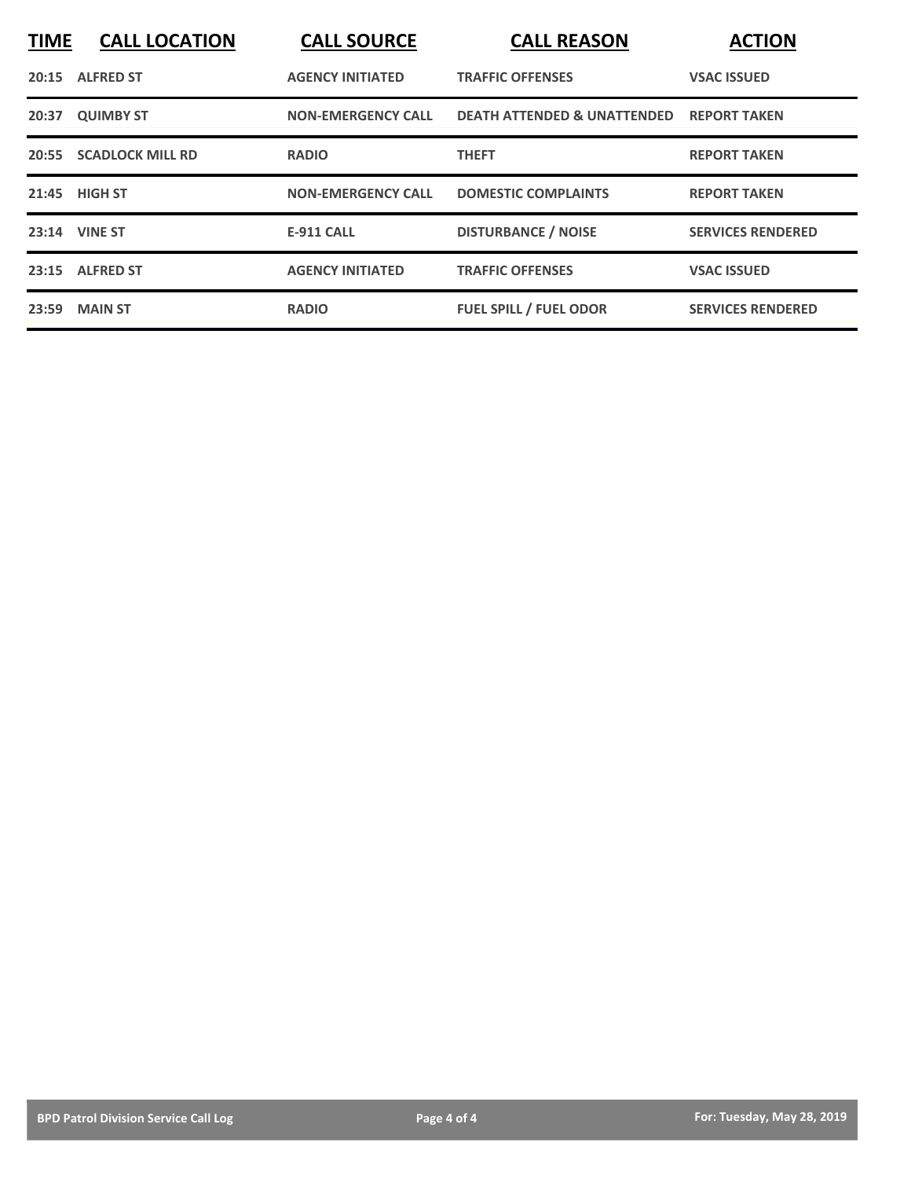| TIME | CALL LOCATION | CALL SOURCE | CALL REASON | ACTION |
|---|---|---|---|---|
| 20:15 | ALFRED ST | AGENCY INITIATED | TRAFFIC OFFENSES | VSAC ISSUED |
| 20:37 | QUIMBY ST | NON-EMERGENCY CALL | DEATH ATTENDED & UNATTENDED | REPORT TAKEN |
| 20:55 | SCADLOCK MILL RD | RADIO | THEFT | REPORT TAKEN |
| 21:45 | HIGH ST | NON-EMERGENCY CALL | DOMESTIC COMPLAINTS | REPORT TAKEN |
| 23:14 | VINE ST | E-911 CALL | DISTURBANCE / NOISE | SERVICES RENDERED |
| 23:15 | ALFRED ST | AGENCY INITIATED | TRAFFIC OFFENSES | VSAC ISSUED |
| 23:59 | MAIN ST | RADIO | FUEL SPILL / FUEL ODOR | SERVICES RENDERED |